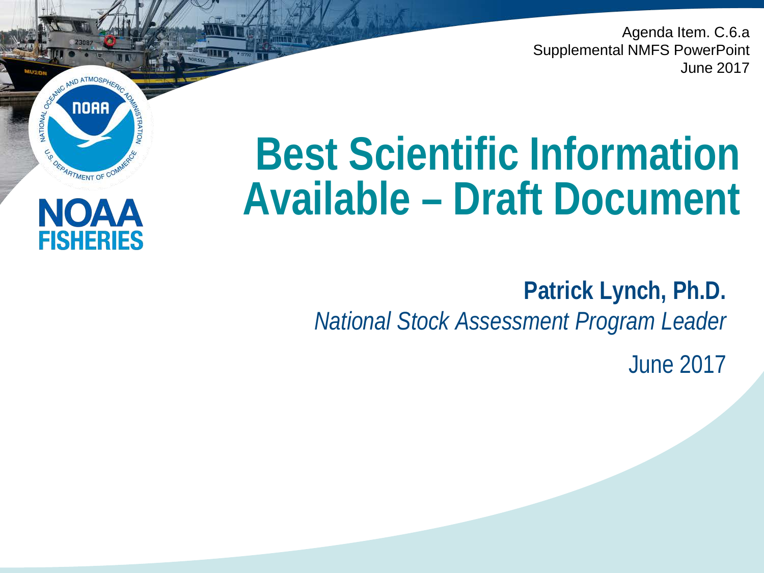Agenda Item. C.6.a
Supplemental NMFS PowerPoint
June 2017

NOAA FISHERIES

# Best Scientific Information Available – Draft Document

**Patrick Lynch, Ph.D.**
*National Stock Assessment Program Leader*

June 2017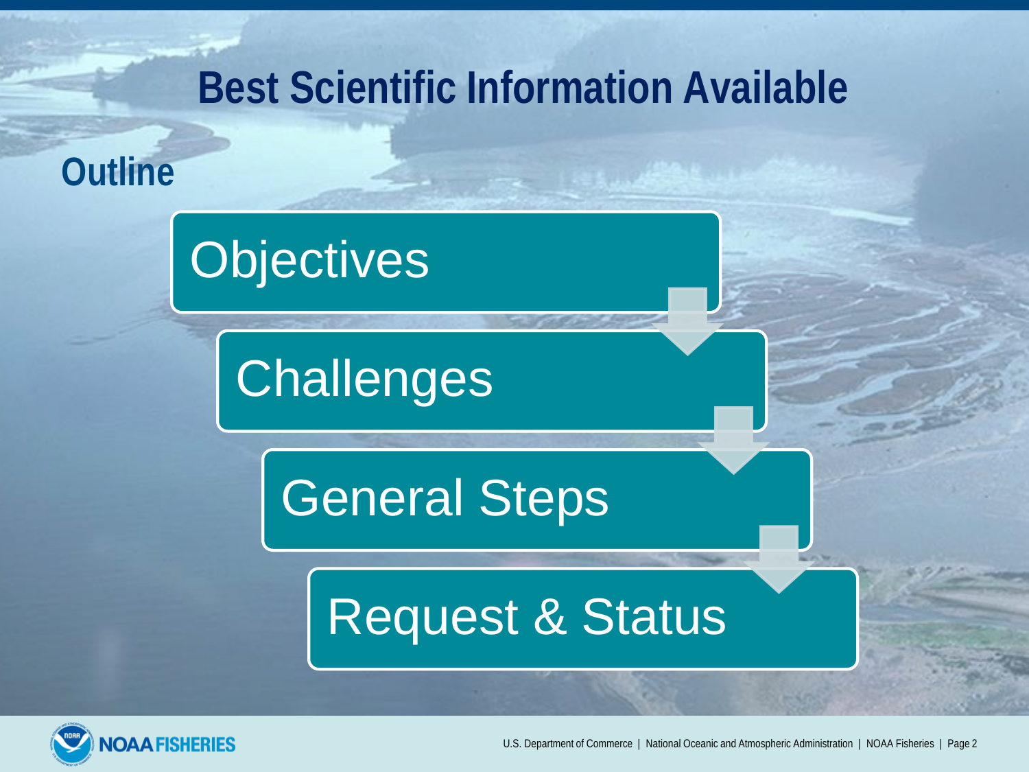# Best Scientific Information Available

## Outline

- Objectives
- Challenges
- General Steps
- Request & Status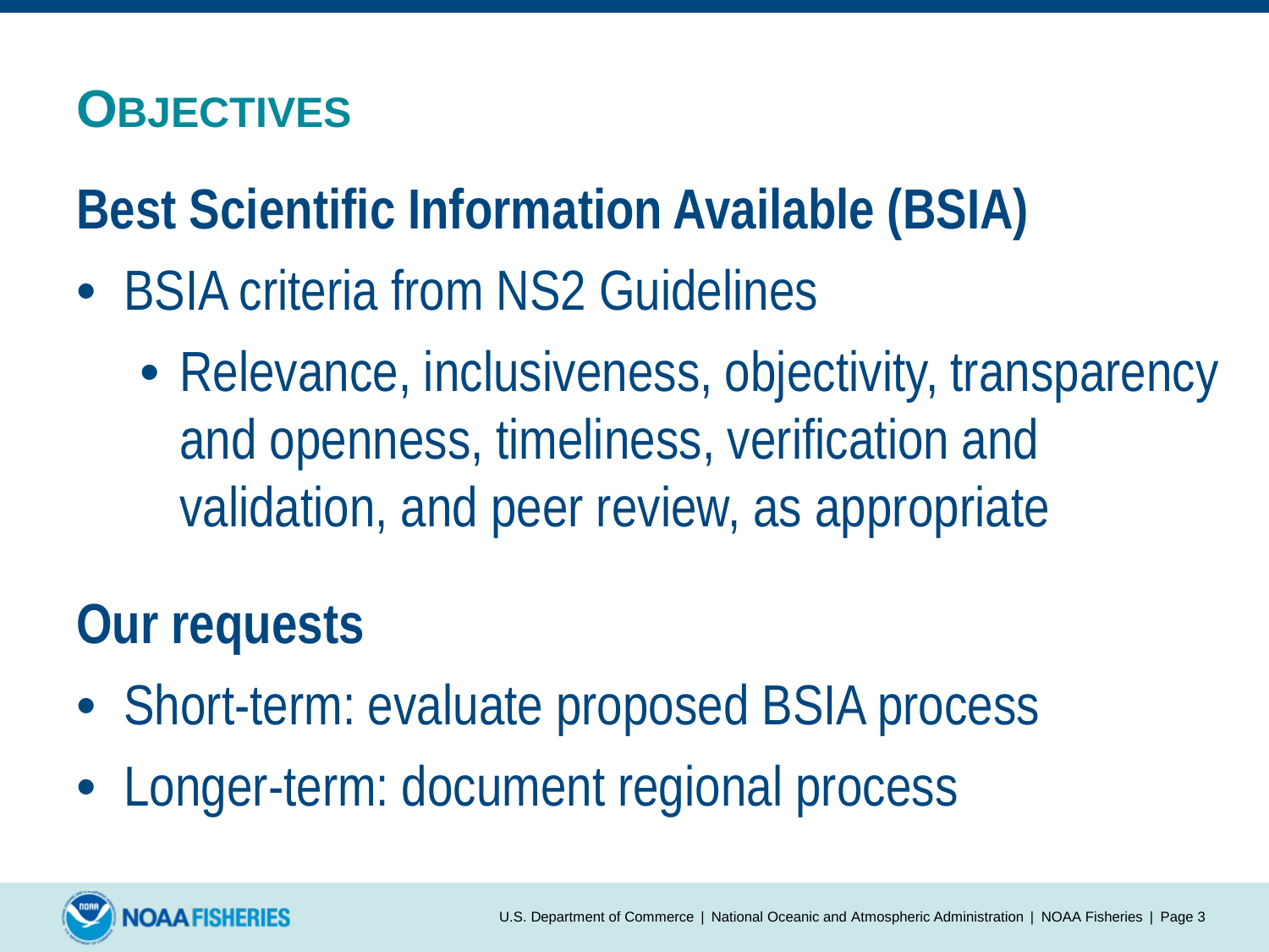# Objectives

## Best Scientific Information Available (BSIA)

- BSIA criteria from NS2 Guidelines
  - Relevance, inclusiveness, objectivity, transparency and openness, timeliness, verification and validation, and peer review, as appropriate

## Our requests

- Short-term: evaluate proposed BSIA process
- Longer-term: document regional process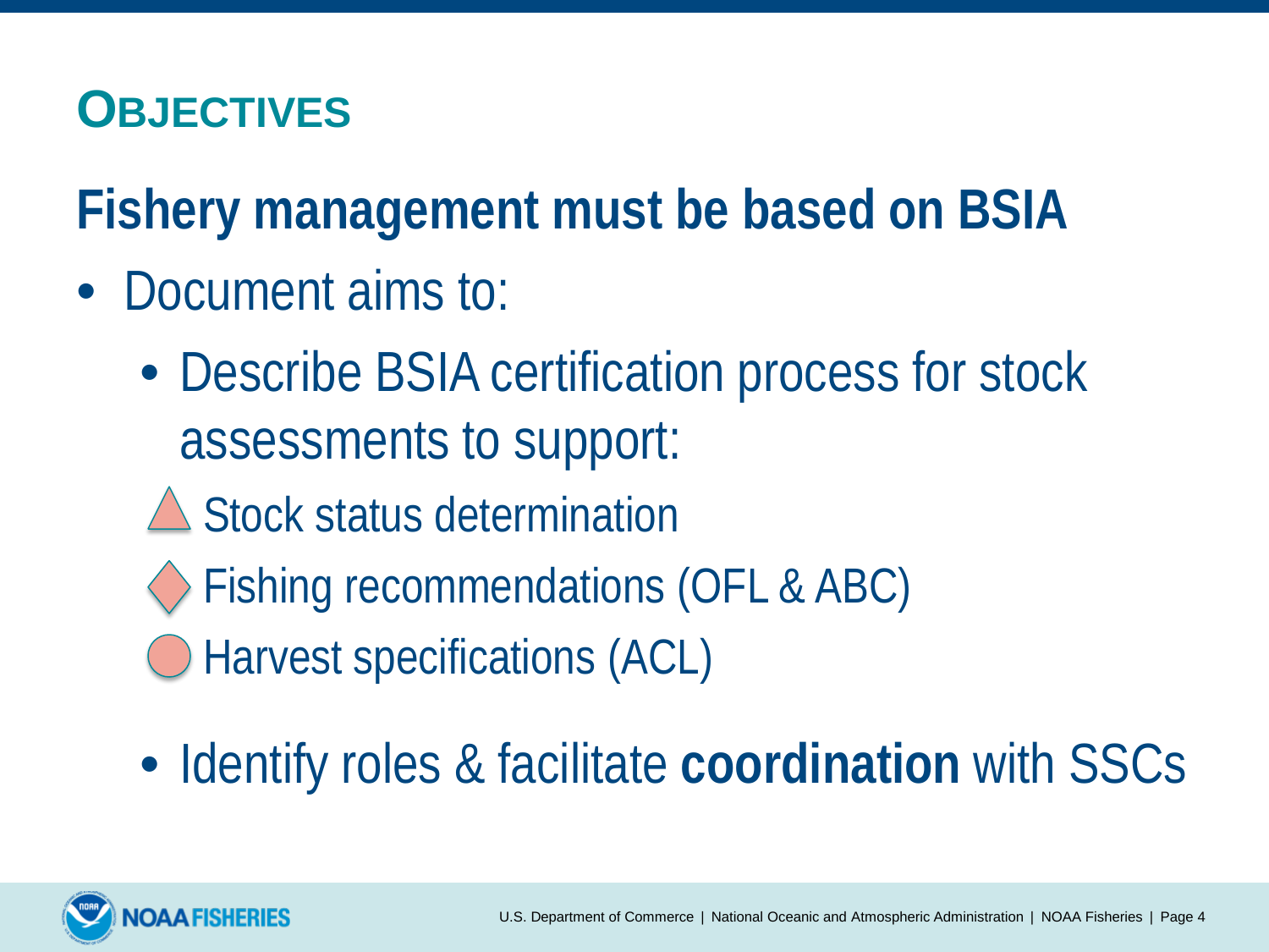# Objectives

## Fishery management must be based on BSIA

- Document aims to:
  - Describe BSIA certification process for stock assessments to support:
    - Stock status determination
    - Fishing recommendations (OFL & ABC)
    - Harvest specifications (ACL)
  - Identify roles & facilitate **coordination** with SSCs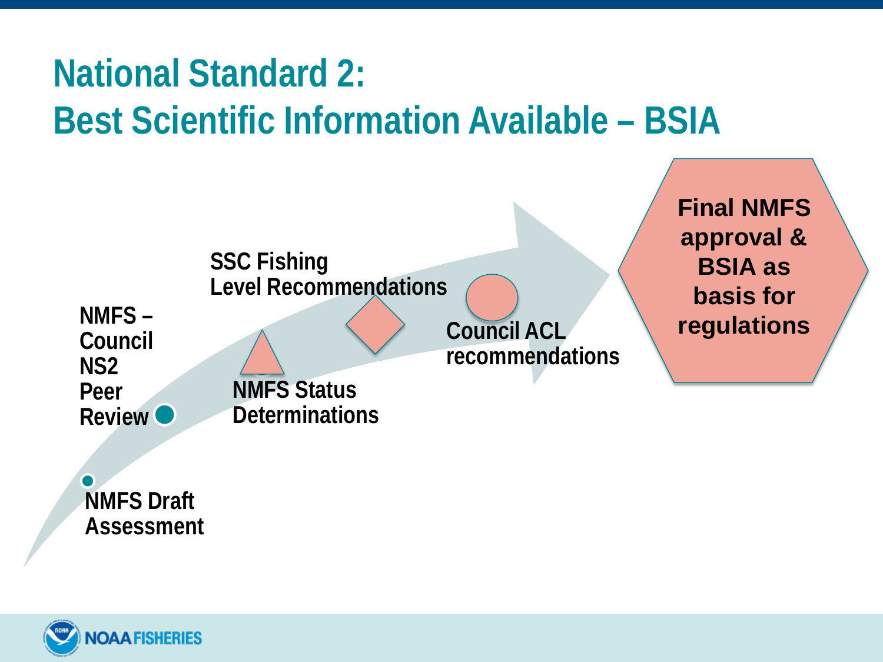# National Standard 2: Best Scientific Information Available – BSIA

- NMFS Draft Assessment
- NMFS – Council NS2 Peer Review
- NMFS Status Determinations
- SSC Fishing Level Recommendations
- Council ACL recommendations
- Final NMFS approval & BSIA as basis for regulations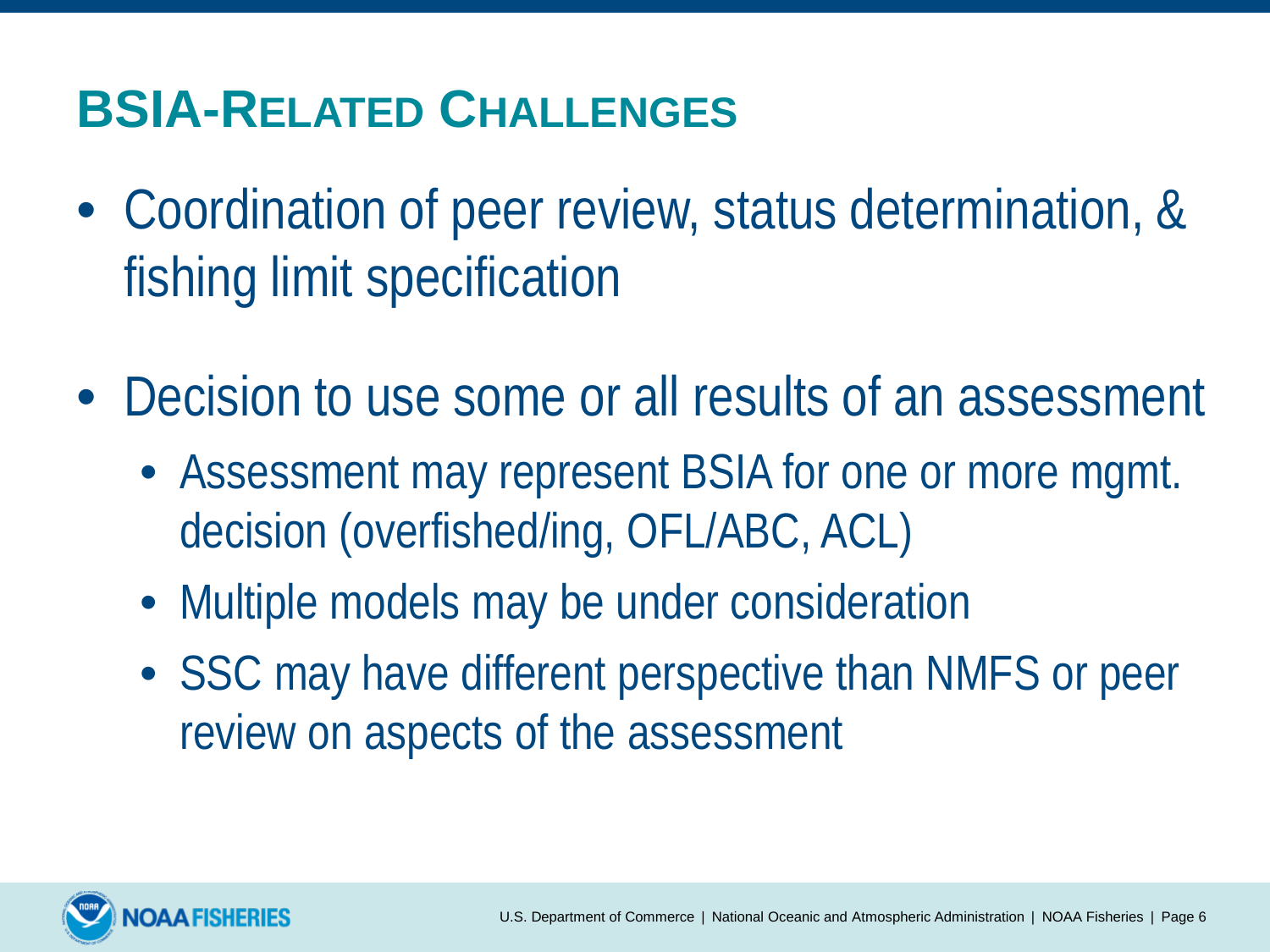# BSIA-Related Challenges

- Coordination of peer review, status determination, & fishing limit specification
- Decision to use some or all results of an assessment
  - Assessment may represent BSIA for one or more mgmt. decision (overfished/ing, OFL/ABC, ACL)
  - Multiple models may be under consideration
  - SSC may have different perspective than NMFS or peer review on aspects of the assessment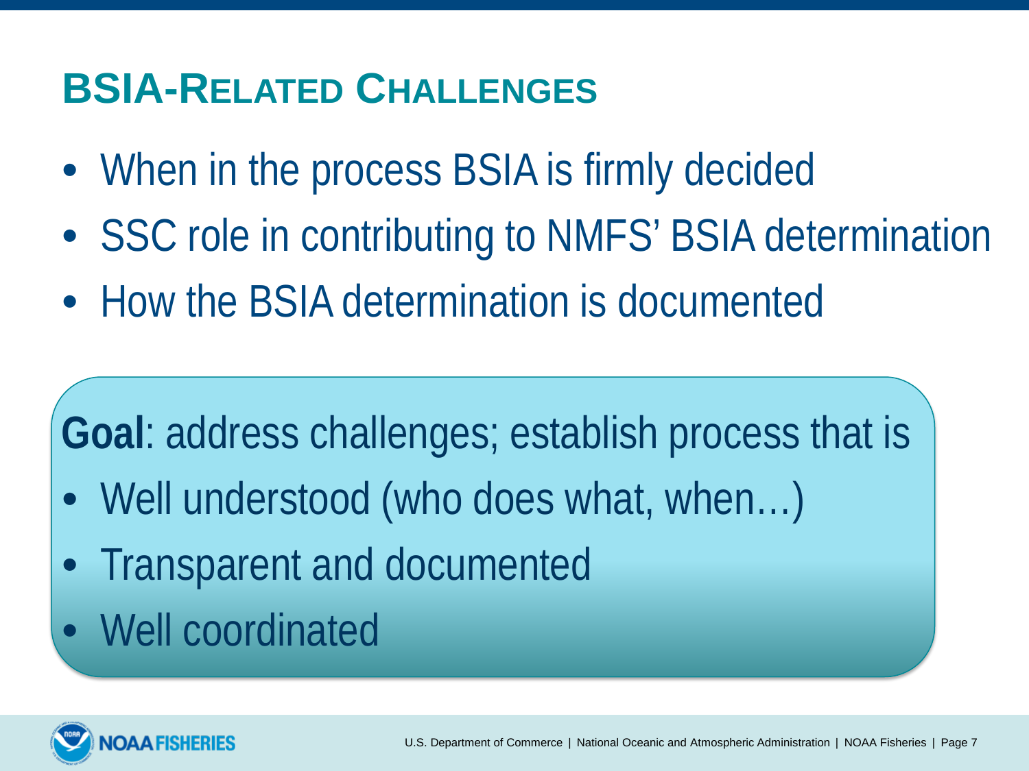# BSIA-Related Challenges

- When in the process BSIA is firmly decided
- SSC role in contributing to NMFS' BSIA determination
- How the BSIA determination is documented

**Goal**: address challenges; establish process that is

- Well understood (who does what, when…)
- Transparent and documented
- Well coordinated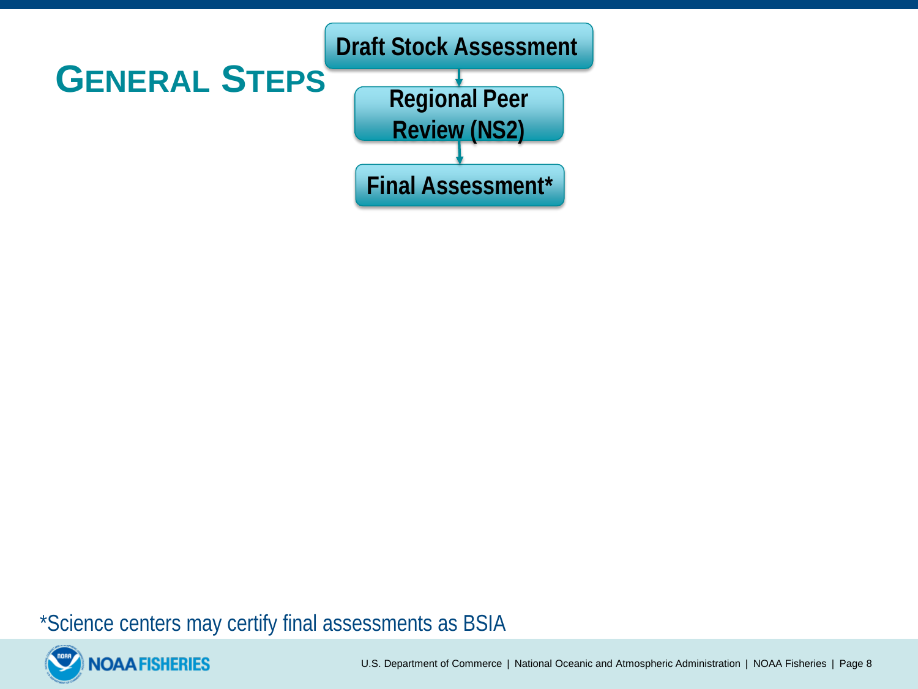# General Steps

Draft Stock Assessment

↓

Regional Peer Review (NS2)

↓

Final Assessment*

*Science centers may certify final assessments as BSIA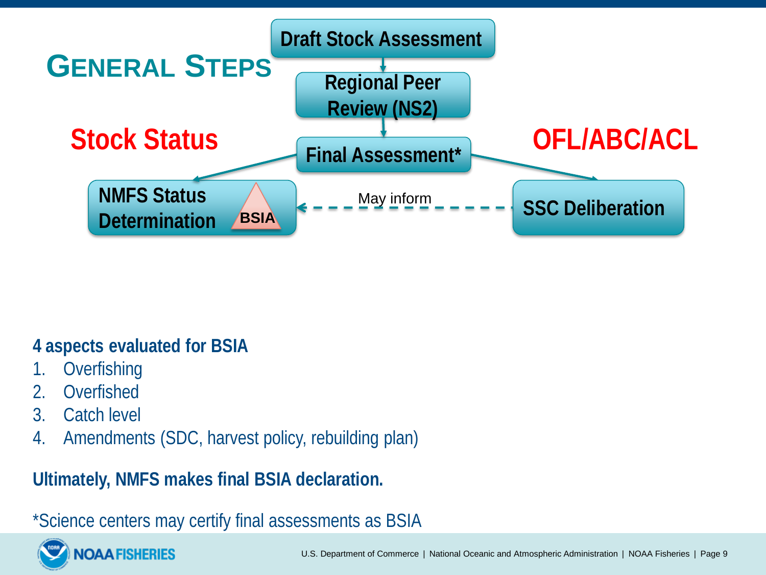# General Steps

Draft Stock Assessment

Regional Peer Review (NS2)

Final Assessment*

**Stock Status**

NMFS Status Determination — BSIA

May inform

**OFL/ABC/ACL**

SSC Deliberation

**4 aspects evaluated for BSIA**

1. Overfishing
2. Overfished
3. Catch level
4. Amendments (SDC, harvest policy, rebuilding plan)

**Ultimately, NMFS makes final BSIA declaration.**

*Science centers may certify final assessments as BSIA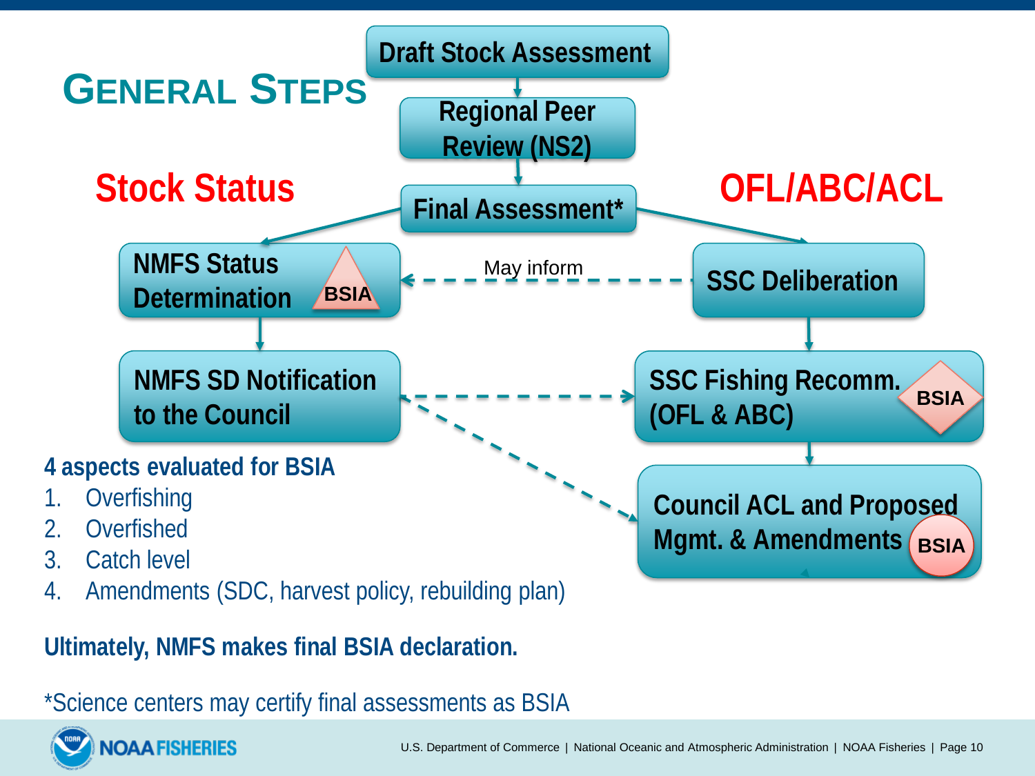# General Steps

Draft Stock Assessment

Regional Peer Review (NS2)

Final Assessment*

**Stock Status**

NMFS Status Determination — BSIA

NMFS SD Notification to the Council

**OFL/ABC/ACL**

SSC Deliberation

May inform

SSC Fishing Recomm. (OFL & ABC) — BSIA

Council ACL and Proposed Mgmt. & Amendments — BSIA

**4 aspects evaluated for BSIA**

1. Overfishing
2. Overfished
3. Catch level
4. Amendments (SDC, harvest policy, rebuilding plan)

**Ultimately, NMFS makes final BSIA declaration.**

*Science centers may certify final assessments as BSIA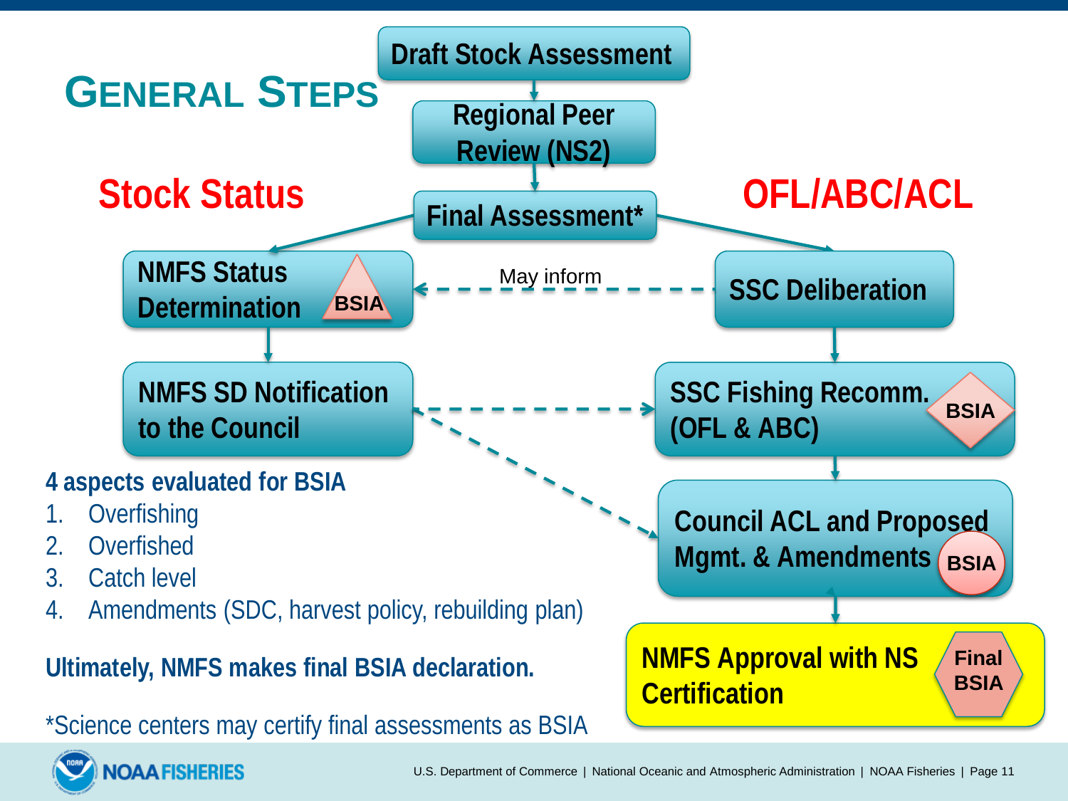# General Steps

**Stock Status** | **OFL/ABC/ACL**

- Draft Stock Assessment
- Regional Peer Review (NS2)
- Final Assessment*

**Stock Status:**
- NMFS Status Determination (BSIA)
- NMFS SD Notification to the Council

**OFL/ABC/ACL:**
- SSC Deliberation (May inform → NMFS Status Determination)
- SSC Fishing Recomm. (OFL & ABC) (BSIA)
- Council ACL and Proposed Mgmt. & Amendments (BSIA)
- NMFS Approval with NS Certification (Final BSIA)

**4 aspects evaluated for BSIA**

1. Overfishing
2. Overfished
3. Catch level
4. Amendments (SDC, harvest policy, rebuilding plan)

**Ultimately, NMFS makes final BSIA declaration.**

*Science centers may certify final assessments as BSIA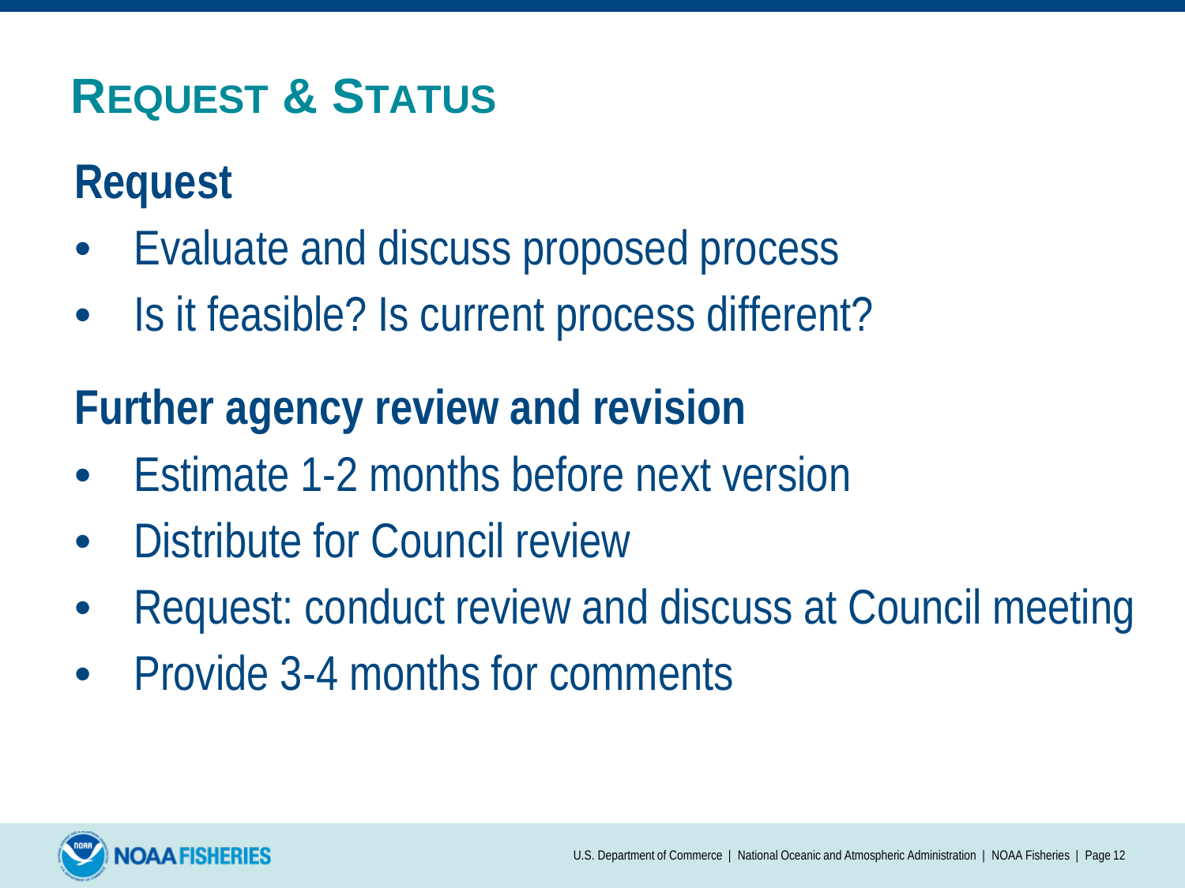# Request & Status

## Request

- Evaluate and discuss proposed process
- Is it feasible? Is current process different?

## Further agency review and revision

- Estimate 1-2 months before next version
- Distribute for Council review
- Request: conduct review and discuss at Council meeting
- Provide 3-4 months for comments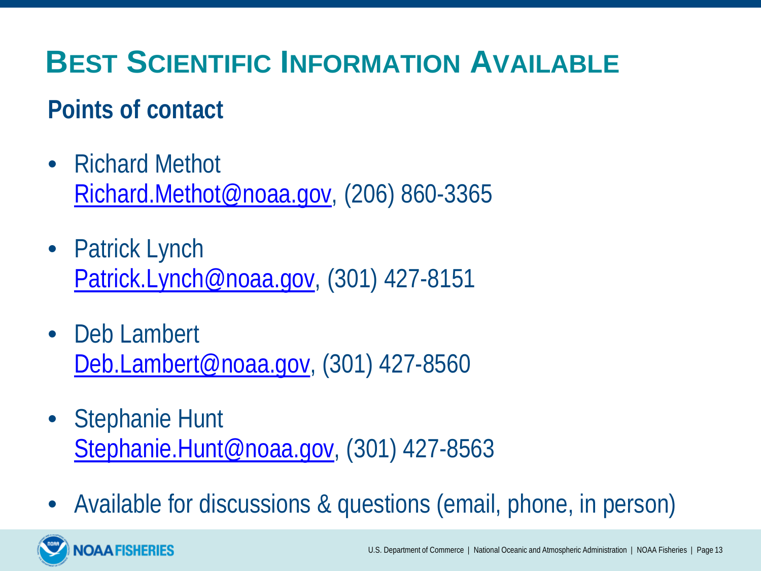# BEST SCIENTIFIC INFORMATION AVAILABLE

## Points of contact

- Richard Methot
  Richard.Methot@noaa.gov, (206) 860-3365
- Patrick Lynch
  Patrick.Lynch@noaa.gov, (301) 427-8151
- Deb Lambert
  Deb.Lambert@noaa.gov, (301) 427-8560
- Stephanie Hunt
  Stephanie.Hunt@noaa.gov, (301) 427-8563
- Available for discussions & questions (email, phone, in person)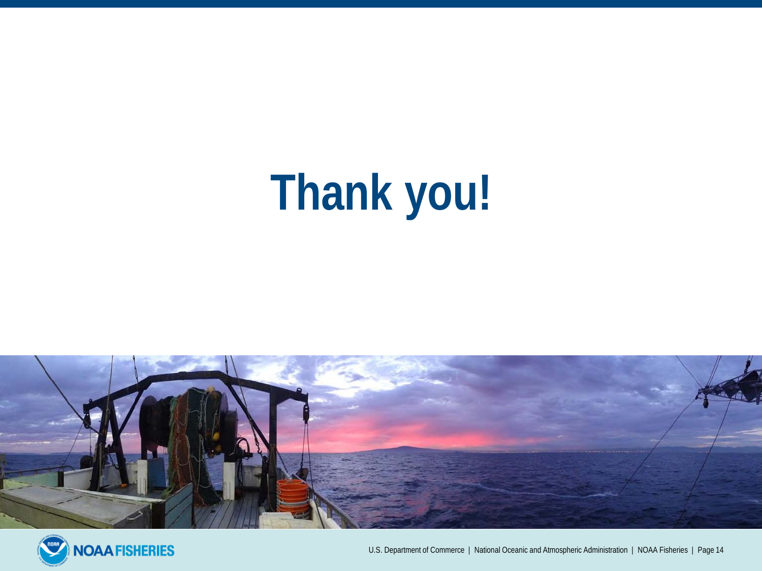# Thank you!